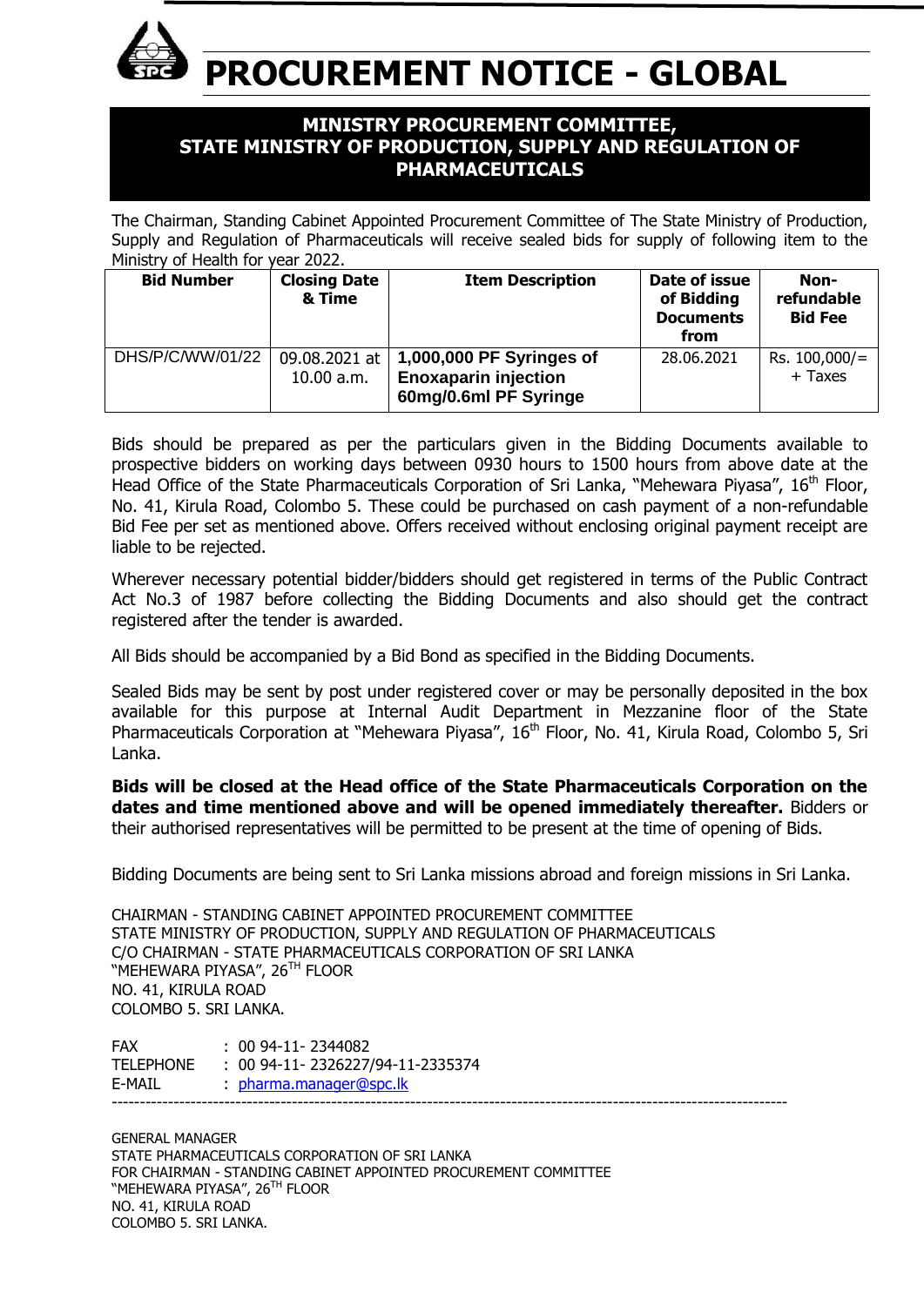# PROCUREMENT NOTICE - GLOBAL

## MINISTRY PROCUREMENT COMMITTEE, STATE MINISTRY OF PRODUCTION, SUPPLY AND REGULATION OF PHARMACEUTICALS

The Chairman, Standing Cabinet Appointed Procurement Committee of The State Ministry of Production, Supply and Regulation of Pharmaceuticals will receive sealed bids for supply of following item to the Ministry of Health for year 2022.

| Bid Number | Closing Date & Time | Item Description | Date of issue of Bidding Documents from | Non-refundable Bid Fee |
|---|---|---|---|---|
| DHS/P/C/WW/01/22 | 09.08.2021 at 10.00 a.m. | **1,000,000 PF Syringes of Enoxaparin injection 60mg/0.6ml PF Syringe** | 28.06.2021 | Rs. 100,000/= + Taxes |

Bids should be prepared as per the particulars given in the Bidding Documents available to prospective bidders on working days between 0930 hours to 1500 hours from above date at the Head Office of the State Pharmaceuticals Corporation of Sri Lanka, "Mehewara Piyasa", 16th Floor, No. 41, Kirula Road, Colombo 5. These could be purchased on cash payment of a non-refundable Bid Fee per set as mentioned above. Offers received without enclosing original payment receipt are liable to be rejected.

Wherever necessary potential bidder/bidders should get registered in terms of the Public Contract Act No.3 of 1987 before collecting the Bidding Documents and also should get the contract registered after the tender is awarded.

All Bids should be accompanied by a Bid Bond as specified in the Bidding Documents.

Sealed Bids may be sent by post under registered cover or may be personally deposited in the box available for this purpose at Internal Audit Department in Mezzanine floor of the State Pharmaceuticals Corporation at "Mehewara Piyasa", 16th Floor, No. 41, Kirula Road, Colombo 5, Sri Lanka.

**Bids will be closed at the Head office of the State Pharmaceuticals Corporation on the dates and time mentioned above and will be opened immediately thereafter.** Bidders or their authorised representatives will be permitted to be present at the time of opening of Bids.

Bidding Documents are being sent to Sri Lanka missions abroad and foreign missions in Sri Lanka.

CHAIRMAN - STANDING CABINET APPOINTED PROCUREMENT COMMITTEE
STATE MINISTRY OF PRODUCTION, SUPPLY AND REGULATION OF PHARMACEUTICALS
C/O CHAIRMAN - STATE PHARMACEUTICALS CORPORATION OF SRI LANKA
"MEHEWARA PIYASA", 26TH FLOOR
NO. 41, KIRULA ROAD
COLOMBO 5. SRI LANKA.

FAX : 00 94-11- 2344082
TELEPHONE : 00 94-11- 2326227/94-11-2335374
E-MAIL : pharma.manager@spc.lk

---

GENERAL MANAGER
STATE PHARMACEUTICALS CORPORATION OF SRI LANKA
FOR CHAIRMAN - STANDING CABINET APPOINTED PROCUREMENT COMMITTEE
"MEHEWARA PIYASA", 26TH FLOOR
NO. 41, KIRULA ROAD
COLOMBO 5. SRI LANKA.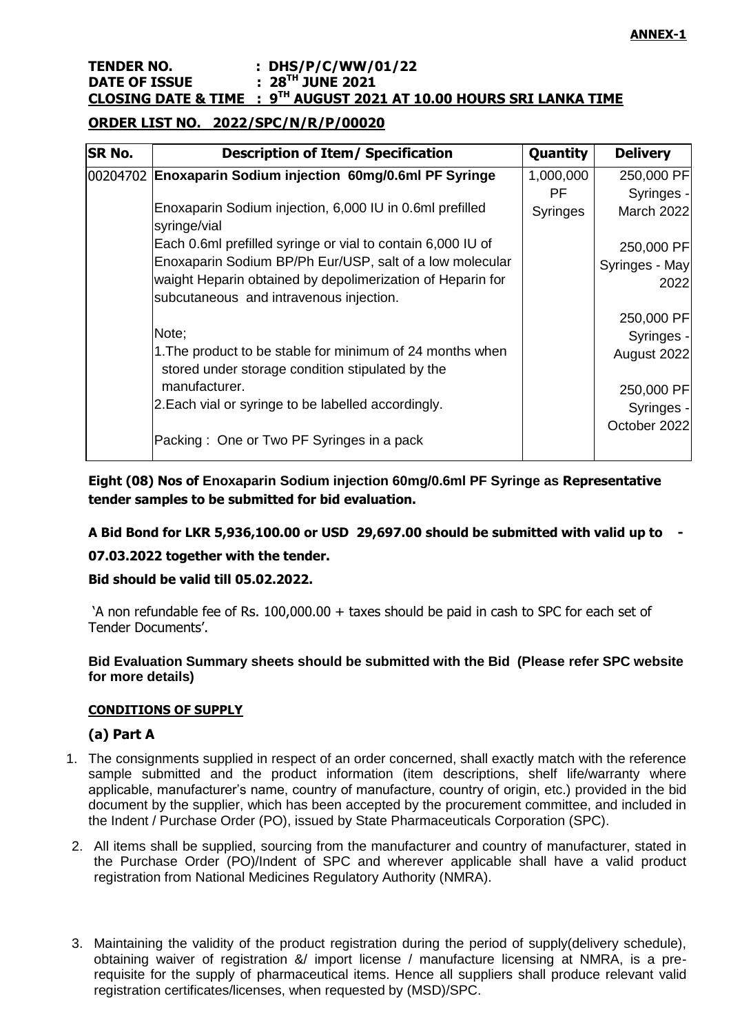**ANNEX-1**

**TENDER NO. : DHS/P/C/WW/01/22**
**DATE OF ISSUE : 28TH JUNE 2021**
**CLOSING DATE & TIME : 9TH AUGUST 2021 AT 10.00 HOURS SRI LANKA TIME**

**ORDER LIST NO. 2022/SPC/N/R/P/00020**

| SR No. | Description of Item/ Specification | Quantity | Delivery |
|---|---|---|---|
| 00204702 | **Enoxaparin Sodium injection 60mg/0.6ml PF Syringe**<br><br>Enoxaparin Sodium injection, 6,000 IU in 0.6ml prefilled syringe/vial<br>Each 0.6ml prefilled syringe or vial to contain 6,000 IU of Enoxaparin Sodium BP/Ph Eur/USP, salt of a low molecular waight Heparin obtained by depolimerization of Heparin for subcutaneous and intravenous injection.<br><br>Note;<br>1.The product to be stable for minimum of 24 months when stored under storage condition stipulated by the manufacturer.<br>2.Each vial or syringe to be labelled accordingly.<br><br>Packing : One or Two PF Syringes in a pack | 1,000,000 PF Syringes | 250,000 PF Syringes - March 2022<br><br>250,000 PF Syringes - May 2022<br><br>250,000 PF Syringes - August 2022<br><br>250,000 PF Syringes - October 2022 |

**Eight (08) Nos of Enoxaparin Sodium injection 60mg/0.6ml PF Syringe as Representative tender samples to be submitted for bid evaluation.**

**A Bid Bond for LKR 5,936,100.00 or USD 29,697.00 should be submitted with valid up to - 07.03.2022 together with the tender.**

**Bid should be valid till 05.02.2022.**

'A non refundable fee of Rs. 100,000.00 + taxes should be paid in cash to SPC for each set of Tender Documents'.

**Bid Evaluation Summary sheets should be submitted with the Bid (Please refer SPC website for more details)**

**CONDITIONS OF SUPPLY**

### (a) Part A

1. The consignments supplied in respect of an order concerned, shall exactly match with the reference sample submitted and the product information (item descriptions, shelf life/warranty where applicable, manufacturer's name, country of manufacture, country of origin, etc.) provided in the bid document by the supplier, which has been accepted by the procurement committee, and included in the Indent / Purchase Order (PO), issued by State Pharmaceuticals Corporation (SPC).
2. All items shall be supplied, sourcing from the manufacturer and country of manufacturer, stated in the Purchase Order (PO)/Indent of SPC and wherever applicable shall have a valid product registration from National Medicines Regulatory Authority (NMRA).
3. Maintaining the validity of the product registration during the period of supply(delivery schedule), obtaining waiver of registration &/ import license / manufacture licensing at NMRA, is a pre-requisite for the supply of pharmaceutical items. Hence all suppliers shall produce relevant valid registration certificates/licenses, when requested by (MSD)/SPC.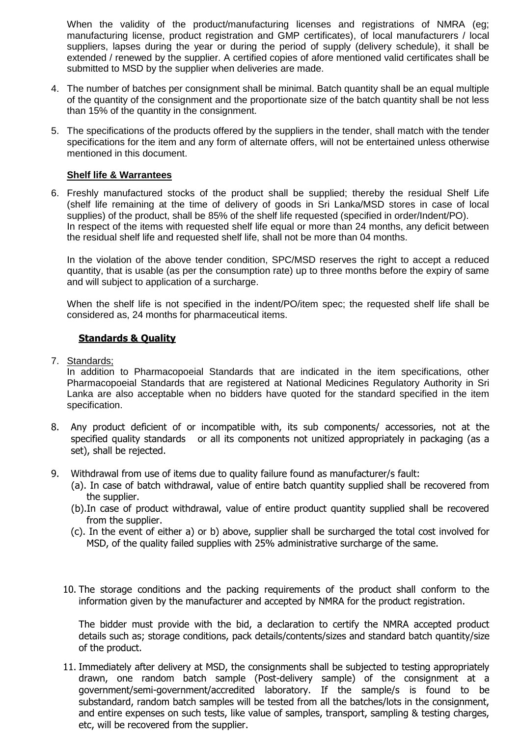When the validity of the product/manufacturing licenses and registrations of NMRA (eg; manufacturing license, product registration and GMP certificates), of local manufacturers / local suppliers, lapses during the year or during the period of supply (delivery schedule), it shall be extended / renewed by the supplier. A certified copies of afore mentioned valid certificates shall be submitted to MSD by the supplier when deliveries are made.

4. The number of batches per consignment shall be minimal. Batch quantity shall be an equal multiple of the quantity of the consignment and the proportionate size of the batch quantity shall be not less than 15% of the quantity in the consignment.

5. The specifications of the products offered by the suppliers in the tender, shall match with the tender specifications for the item and any form of alternate offers, will not be entertained unless otherwise mentioned in this document.

**Shelf life & Warrantees**

6. Freshly manufactured stocks of the product shall be supplied; thereby the residual Shelf Life (shelf life remaining at the time of delivery of goods in Sri Lanka/MSD stores in case of local supplies) of the product, shall be 85% of the shelf life requested (specified in order/Indent/PO).
   In respect of the items with requested shelf life equal or more than 24 months, any deficit between the residual shelf life and requested shelf life, shall not be more than 04 months.

   In the violation of the above tender condition, SPC/MSD reserves the right to accept a reduced quantity, that is usable (as per the consumption rate) up to three months before the expiry of same and will subject to application of a surcharge.

   When the shelf life is not specified in the indent/PO/item spec; the requested shelf life shall be considered as, 24 months for pharmaceutical items.

**Standards & Quality**

7. Standards;
   In addition to Pharmacopoeial Standards that are indicated in the item specifications, other Pharmacopoeial Standards that are registered at National Medicines Regulatory Authority in Sri Lanka are also acceptable when no bidders have quoted for the standard specified in the item specification.

8. Any product deficient of or incompatible with, its sub components/ accessories, not at the specified quality standards or all its components not unitized appropriately in packaging (as a set), shall be rejected.

9. Withdrawal from use of items due to quality failure found as manufacturer/s fault:
   (a). In case of batch withdrawal, value of entire batch quantity supplied shall be recovered from the supplier.
   (b).In case of product withdrawal, value of entire product quantity supplied shall be recovered from the supplier.
   (c). In the event of either a) or b) above, supplier shall be surcharged the total cost involved for MSD, of the quality failed supplies with 25% administrative surcharge of the same.

10. The storage conditions and the packing requirements of the product shall conform to the information given by the manufacturer and accepted by NMRA for the product registration.

    The bidder must provide with the bid, a declaration to certify the NMRA accepted product details such as; storage conditions, pack details/contents/sizes and standard batch quantity/size of the product.

11. Immediately after delivery at MSD, the consignments shall be subjected to testing appropriately drawn, one random batch sample (Post-delivery sample) of the consignment at a government/semi-government/accredited laboratory. If the sample/s is found to be substandard, random batch samples will be tested from all the batches/lots in the consignment, and entire expenses on such tests, like value of samples, transport, sampling & testing charges, etc, will be recovered from the supplier.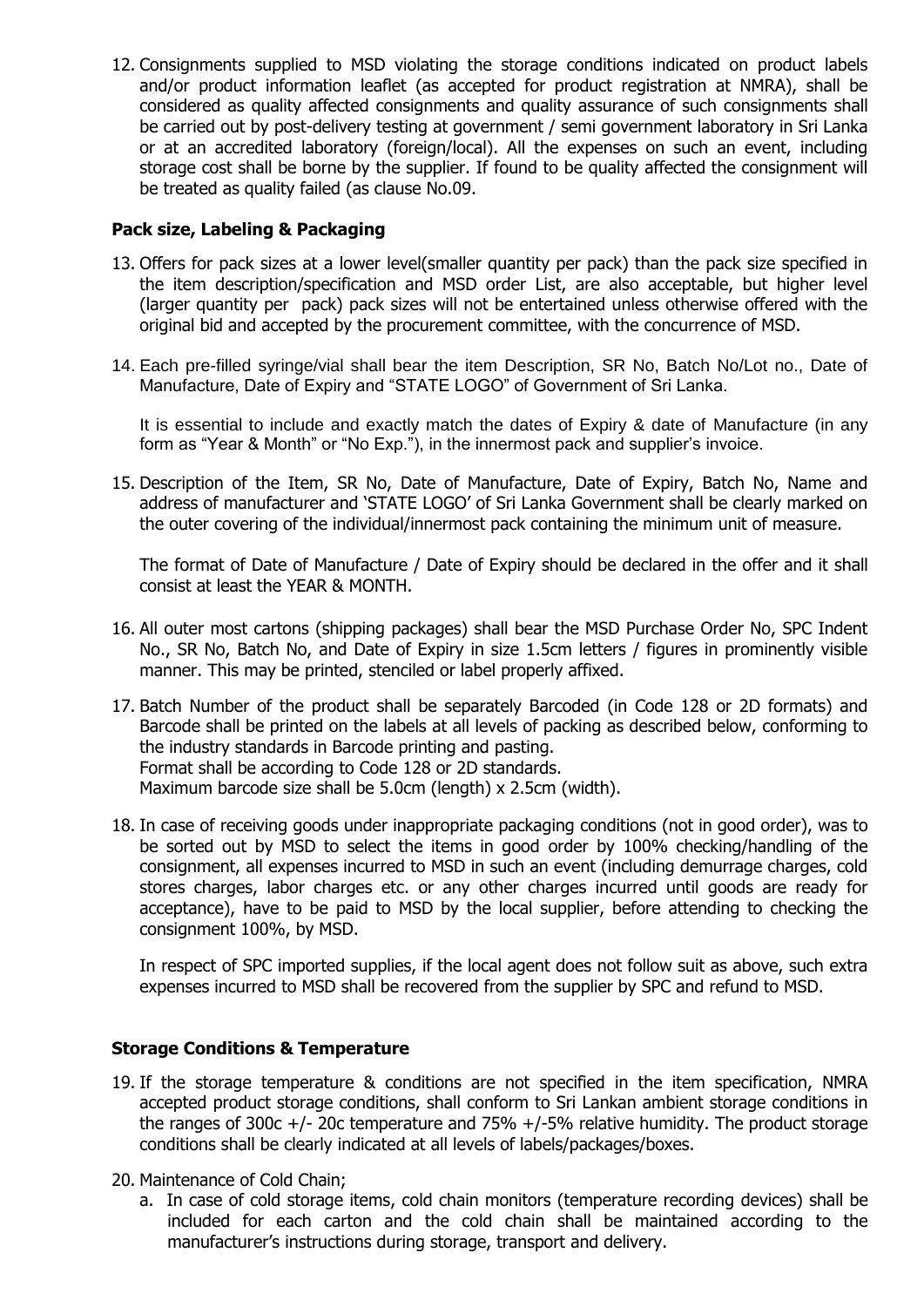12. Consignments supplied to MSD violating the storage conditions indicated on product labels and/or product information leaflet (as accepted for product registration at NMRA), shall be considered as quality affected consignments and quality assurance of such consignments shall be carried out by post-delivery testing at government / semi government laboratory in Sri Lanka or at an accredited laboratory (foreign/local). All the expenses on such an event, including storage cost shall be borne by the supplier. If found to be quality affected the consignment will be treated as quality failed (as clause No.09.

**Pack size, Labeling & Packaging**

13. Offers for pack sizes at a lower level(smaller quantity per pack) than the pack size specified in the item description/specification and MSD order List, are also acceptable, but higher level (larger quantity per pack) pack sizes will not be entertained unless otherwise offered with the original bid and accepted by the procurement committee, with the concurrence of MSD.

14. Each pre-filled syringe/vial shall bear the item Description, SR No, Batch No/Lot no., Date of Manufacture, Date of Expiry and "STATE LOGO" of Government of Sri Lanka.

    It is essential to include and exactly match the dates of Expiry & date of Manufacture (in any form as "Year & Month" or "No Exp."), in the innermost pack and supplier's invoice.

15. Description of the Item, SR No, Date of Manufacture, Date of Expiry, Batch No, Name and address of manufacturer and 'STATE LOGO' of Sri Lanka Government shall be clearly marked on the outer covering of the individual/innermost pack containing the minimum unit of measure.

    The format of Date of Manufacture / Date of Expiry should be declared in the offer and it shall consist at least the YEAR & MONTH.

16. All outer most cartons (shipping packages) shall bear the MSD Purchase Order No, SPC Indent No., SR No, Batch No, and Date of Expiry in size 1.5cm letters / figures in prominently visible manner. This may be printed, stenciled or label properly affixed.

17. Batch Number of the product shall be separately Barcoded (in Code 128 or 2D formats) and Barcode shall be printed on the labels at all levels of packing as described below, conforming to the industry standards in Barcode printing and pasting.
    Format shall be according to Code 128 or 2D standards.
    Maximum barcode size shall be 5.0cm (length) x 2.5cm (width).

18. In case of receiving goods under inappropriate packaging conditions (not in good order), was to be sorted out by MSD to select the items in good order by 100% checking/handling of the consignment, all expenses incurred to MSD in such an event (including demurrage charges, cold stores charges, labor charges etc. or any other charges incurred until goods are ready for acceptance), have to be paid to MSD by the local supplier, before attending to checking the consignment 100%, by MSD.

    In respect of SPC imported supplies, if the local agent does not follow suit as above, such extra expenses incurred to MSD shall be recovered from the supplier by SPC and refund to MSD.

**Storage Conditions & Temperature**

19. If the storage temperature & conditions are not specified in the item specification, NMRA accepted product storage conditions, shall conform to Sri Lankan ambient storage conditions in the ranges of 300c +/- 20c temperature and 75% +/-5% relative humidity. The product storage conditions shall be clearly indicated at all levels of labels/packages/boxes.

20. Maintenance of Cold Chain;
    a. In case of cold storage items, cold chain monitors (temperature recording devices) shall be included for each carton and the cold chain shall be maintained according to the manufacturer's instructions during storage, transport and delivery.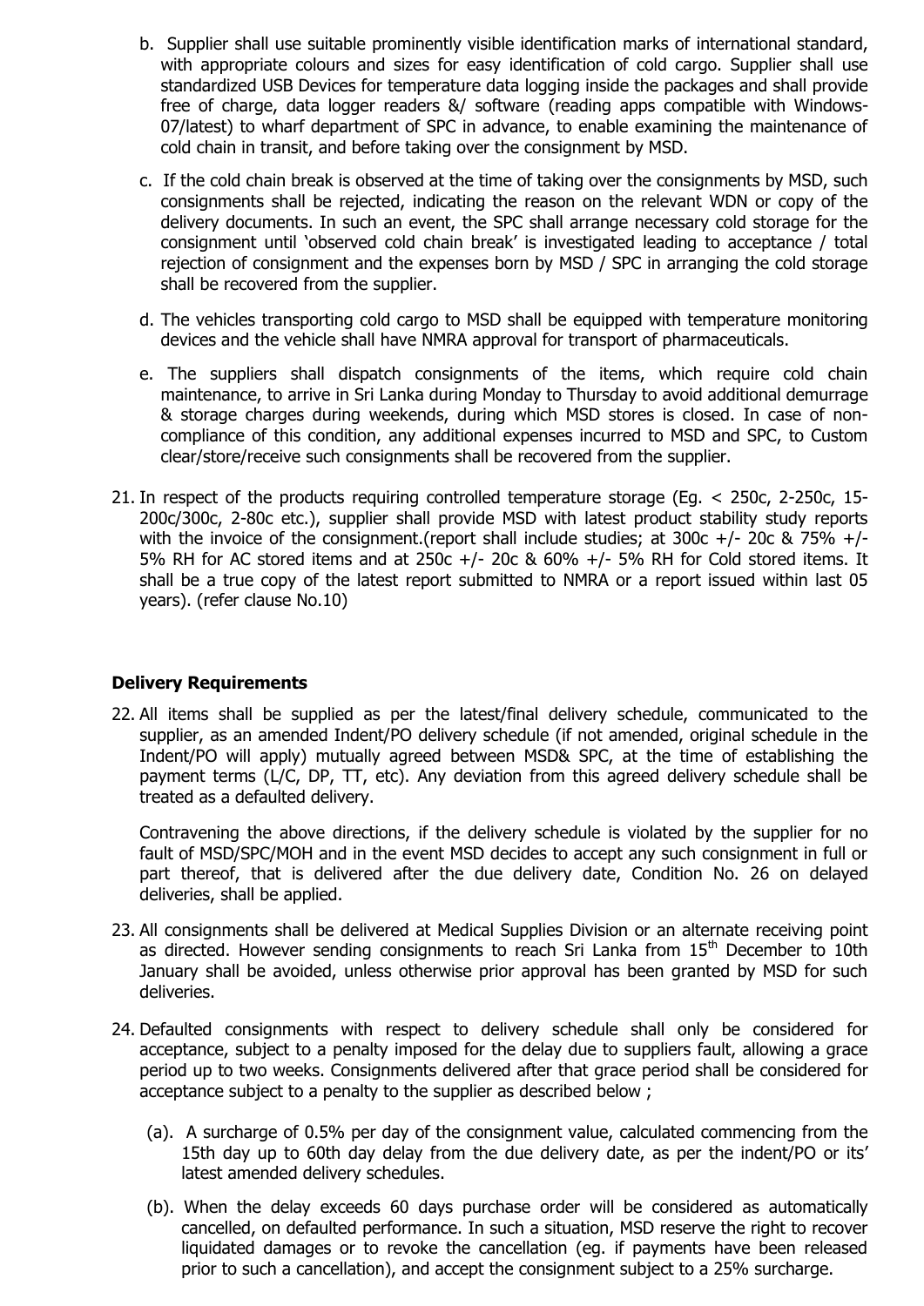b. Supplier shall use suitable prominently visible identification marks of international standard, with appropriate colours and sizes for easy identification of cold cargo. Supplier shall use standardized USB Devices for temperature data logging inside the packages and shall provide free of charge, data logger readers &/ software (reading apps compatible with Windows-07/latest) to wharf department of SPC in advance, to enable examining the maintenance of cold chain in transit, and before taking over the consignment by MSD.

c. If the cold chain break is observed at the time of taking over the consignments by MSD, such consignments shall be rejected, indicating the reason on the relevant WDN or copy of the delivery documents. In such an event, the SPC shall arrange necessary cold storage for the consignment until 'observed cold chain break' is investigated leading to acceptance / total rejection of consignment and the expenses born by MSD / SPC in arranging the cold storage shall be recovered from the supplier.

d. The vehicles transporting cold cargo to MSD shall be equipped with temperature monitoring devices and the vehicle shall have NMRA approval for transport of pharmaceuticals.

e. The suppliers shall dispatch consignments of the items, which require cold chain maintenance, to arrive in Sri Lanka during Monday to Thursday to avoid additional demurrage & storage charges during weekends, during which MSD stores is closed. In case of non-compliance of this condition, any additional expenses incurred to MSD and SPC, to Custom clear/store/receive such consignments shall be recovered from the supplier.

21. In respect of the products requiring controlled temperature storage (Eg. < 250c, 2-250c, 15-200c/300c, 2-80c etc.), supplier shall provide MSD with latest product stability study reports with the invoice of the consignment.(report shall include studies; at 300c +/- 20c & 75% +/- 5% RH for AC stored items and at 250c +/- 20c & 60% +/- 5% RH for Cold stored items. It shall be a true copy of the latest report submitted to NMRA or a report issued within last 05 years). (refer clause No.10)

**Delivery Requirements**

22. All items shall be supplied as per the latest/final delivery schedule, communicated to the supplier, as an amended Indent/PO delivery schedule (if not amended, original schedule in the Indent/PO will apply) mutually agreed between MSD& SPC, at the time of establishing the payment terms (L/C, DP, TT, etc). Any deviation from this agreed delivery schedule shall be treated as a defaulted delivery.

    Contravening the above directions, if the delivery schedule is violated by the supplier for no fault of MSD/SPC/MOH and in the event MSD decides to accept any such consignment in full or part thereof, that is delivered after the due delivery date, Condition No. 26 on delayed deliveries, shall be applied.

23. All consignments shall be delivered at Medical Supplies Division or an alternate receiving point as directed. However sending consignments to reach Sri Lanka from 15th December to 10th January shall be avoided, unless otherwise prior approval has been granted by MSD for such deliveries.

24. Defaulted consignments with respect to delivery schedule shall only be considered for acceptance, subject to a penalty imposed for the delay due to suppliers fault, allowing a grace period up to two weeks. Consignments delivered after that grace period shall be considered for acceptance subject to a penalty to the supplier as described below ;

    (a). A surcharge of 0.5% per day of the consignment value, calculated commencing from the 15th day up to 60th day delay from the due delivery date, as per the indent/PO or its' latest amended delivery schedules.

    (b). When the delay exceeds 60 days purchase order will be considered as automatically cancelled, on defaulted performance. In such a situation, MSD reserve the right to recover liquidated damages or to revoke the cancellation (eg. if payments have been released prior to such a cancellation), and accept the consignment subject to a 25% surcharge.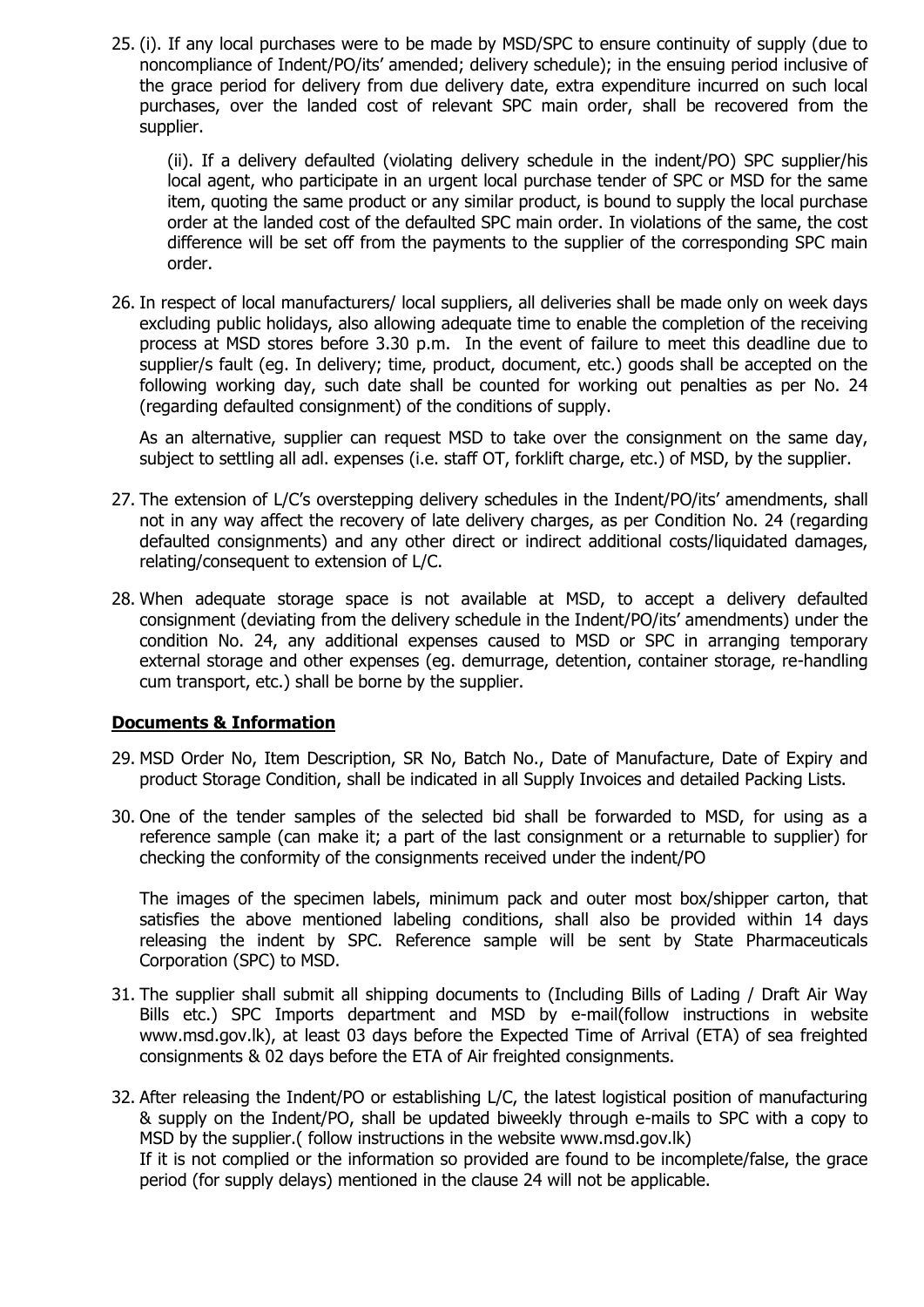25. (i). If any local purchases were to be made by MSD/SPC to ensure continuity of supply (due to noncompliance of Indent/PO/its' amended; delivery schedule); in the ensuing period inclusive of the grace period for delivery from due delivery date, extra expenditure incurred on such local purchases, over the landed cost of relevant SPC main order, shall be recovered from the supplier.

    (ii). If a delivery defaulted (violating delivery schedule in the indent/PO) SPC supplier/his local agent, who participate in an urgent local purchase tender of SPC or MSD for the same item, quoting the same product or any similar product, is bound to supply the local purchase order at the landed cost of the defaulted SPC main order. In violations of the same, the cost difference will be set off from the payments to the supplier of the corresponding SPC main order.

26. In respect of local manufacturers/ local suppliers, all deliveries shall be made only on week days excluding public holidays, also allowing adequate time to enable the completion of the receiving process at MSD stores before 3.30 p.m. In the event of failure to meet this deadline due to supplier/s fault (eg. In delivery; time, product, document, etc.) goods shall be accepted on the following working day, such date shall be counted for working out penalties as per No. 24 (regarding defaulted consignment) of the conditions of supply.

    As an alternative, supplier can request MSD to take over the consignment on the same day, subject to settling all adl. expenses (i.e. staff OT, forklift charge, etc.) of MSD, by the supplier.

27. The extension of L/C's overstepping delivery schedules in the Indent/PO/its' amendments, shall not in any way affect the recovery of late delivery charges, as per Condition No. 24 (regarding defaulted consignments) and any other direct or indirect additional costs/liquidated damages, relating/consequent to extension of L/C.

28. When adequate storage space is not available at MSD, to accept a delivery defaulted consignment (deviating from the delivery schedule in the Indent/PO/its' amendments) under the condition No. 24, any additional expenses caused to MSD or SPC in arranging temporary external storage and other expenses (eg. demurrage, detention, container storage, re-handling cum transport, etc.) shall be borne by the supplier.

## Documents & Information

29. MSD Order No, Item Description, SR No, Batch No., Date of Manufacture, Date of Expiry and product Storage Condition, shall be indicated in all Supply Invoices and detailed Packing Lists.

30. One of the tender samples of the selected bid shall be forwarded to MSD, for using as a reference sample (can make it; a part of the last consignment or a returnable to supplier) for checking the conformity of the consignments received under the indent/PO

    The images of the specimen labels, minimum pack and outer most box/shipper carton, that satisfies the above mentioned labeling conditions, shall also be provided within 14 days releasing the indent by SPC. Reference sample will be sent by State Pharmaceuticals Corporation (SPC) to MSD.

31. The supplier shall submit all shipping documents to (Including Bills of Lading / Draft Air Way Bills etc.) SPC Imports department and MSD by e-mail(follow instructions in website www.msd.gov.lk), at least 03 days before the Expected Time of Arrival (ETA) of sea freighted consignments & 02 days before the ETA of Air freighted consignments.

32. After releasing the Indent/PO or establishing L/C, the latest logistical position of manufacturing & supply on the Indent/PO, shall be updated biweekly through e-mails to SPC with a copy to MSD by the supplier.( follow instructions in the website www.msd.gov.lk)
    If it is not complied or the information so provided are found to be incomplete/false, the grace period (for supply delays) mentioned in the clause 24 will not be applicable.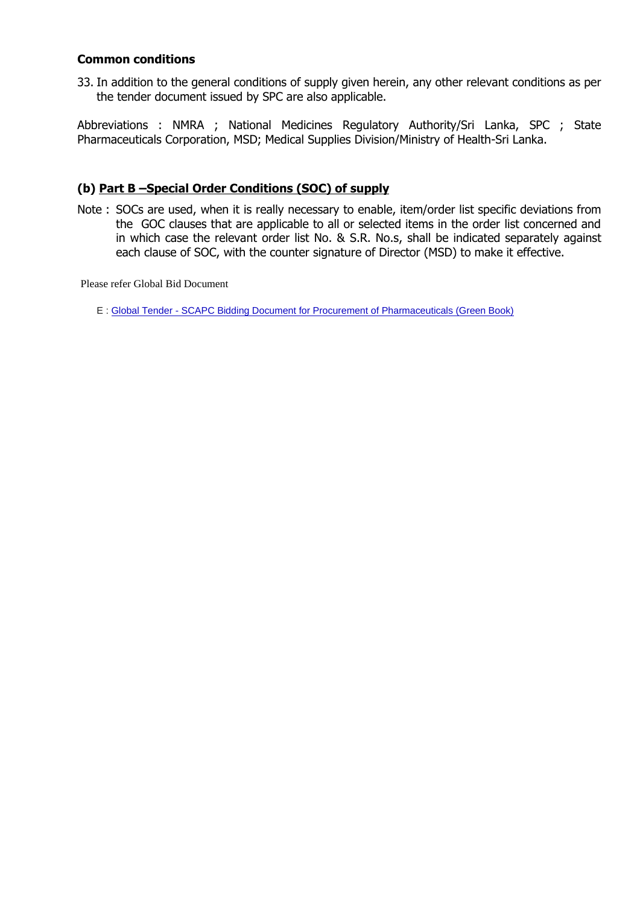**Common conditions**

33. In addition to the general conditions of supply given herein, any other relevant conditions as per the tender document issued by SPC are also applicable.

Abbreviations : NMRA ; National Medicines Regulatory Authority/Sri Lanka, SPC ; State Pharmaceuticals Corporation, MSD; Medical Supplies Division/Ministry of Health-Sri Lanka.

### (b) Part B –Special Order Conditions (SOC) of supply

Note : SOCs are used, when it is really necessary to enable, item/order list specific deviations from the GOC clauses that are applicable to all or selected items in the order list concerned and in which case the relevant order list No. & S.R. No.s, shall be indicated separately against each clause of SOC, with the counter signature of Director (MSD) to make it effective.

Please refer Global Bid Document

E : Global Tender - SCAPC Bidding Document for Procurement of Pharmaceuticals (Green Book)